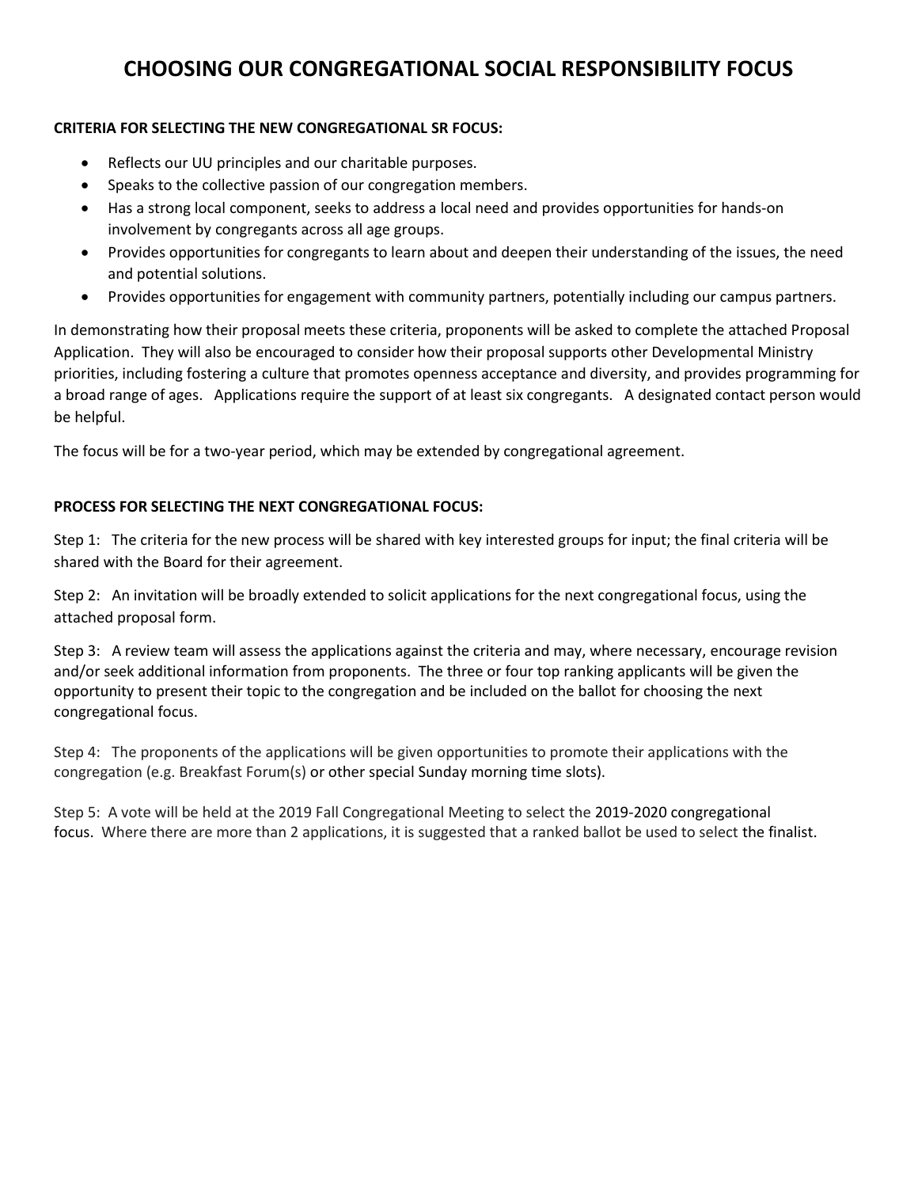# CHOOSING OUR CONGREGATIONAL SOCIAL RESPONSIBILITY FOCUS

**CRITERIA FOR SELECTING THE NEW CONGREGATIONAL SR FOCUS:**

- Reflects our UU principles and our charitable purposes.
- Speaks to the collective passion of our congregation members.
- Has a strong local component, seeks to address a local need and provides opportunities for hands-on involvement by congregants across all age groups.
- Provides opportunities for congregants to learn about and deepen their understanding of the issues, the need and potential solutions.
- Provides opportunities for engagement with community partners, potentially including our campus partners.

In demonstrating how their proposal meets these criteria, proponents will be asked to complete the attached Proposal Application. They will also be encouraged to consider how their proposal supports other Developmental Ministry priorities, including fostering a culture that promotes openness acceptance and diversity, and provides programming for a broad range of ages. Applications require the support of at least six congregants. A designated contact person would be helpful.

The focus will be for a two-year period, which may be extended by congregational agreement.

**PROCESS FOR SELECTING THE NEXT CONGREGATIONAL FOCUS:**

Step 1: The criteria for the new process will be shared with key interested groups for input; the final criteria will be shared with the Board for their agreement.

Step 2: An invitation will be broadly extended to solicit applications for the next congregational focus, using the attached proposal form.

Step 3: A review team will assess the applications against the criteria and may, where necessary, encourage revision and/or seek additional information from proponents. The three or four top ranking applicants will be given the opportunity to present their topic to the congregation and be included on the ballot for choosing the next congregational focus.

Step 4: The proponents of the applications will be given opportunities to promote their applications with the congregation (e.g. Breakfast Forum(s) or other special Sunday morning time slots).

Step 5: A vote will be held at the 2019 Fall Congregational Meeting to select the 2019-2020 congregational focus. Where there are more than 2 applications, it is suggested that a ranked ballot be used to select the finalist.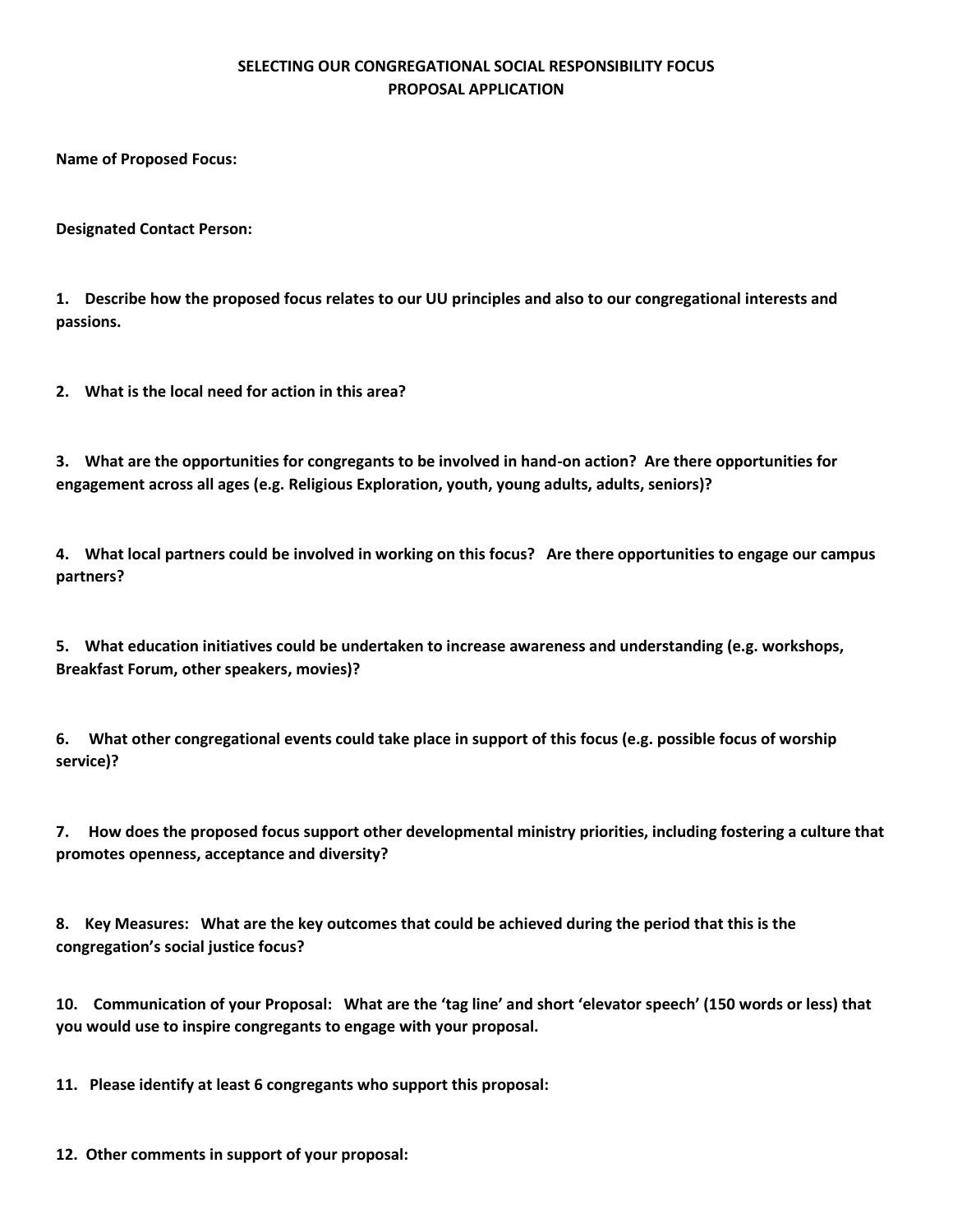**SELECTING OUR CONGREGATIONAL SOCIAL RESPONSIBILITY FOCUS**
**PROPOSAL APPLICATION**

**Name of Proposed Focus:**

**Designated Contact Person:**

**1. Describe how the proposed focus relates to our UU principles and also to our congregational interests and passions.**

**2. What is the local need for action in this area?**

**3. What are the opportunities for congregants to be involved in hand-on action? Are there opportunities for engagement across all ages (e.g. Religious Exploration, youth, young adults, adults, seniors)?**

**4. What local partners could be involved in working on this focus? Are there opportunities to engage our campus partners?**

**5. What education initiatives could be undertaken to increase awareness and understanding (e.g. workshops, Breakfast Forum, other speakers, movies)?**

**6. What other congregational events could take place in support of this focus (e.g. possible focus of worship service)?**

**7. How does the proposed focus support other developmental ministry priorities, including fostering a culture that promotes openness, acceptance and diversity?**

**8. Key Measures: What are the key outcomes that could be achieved during the period that this is the congregation's social justice focus?**

**10. Communication of your Proposal: What are the 'tag line' and short 'elevator speech' (150 words or less) that you would use to inspire congregants to engage with your proposal.**

**11. Please identify at least 6 congregants who support this proposal:**

**12. Other comments in support of your proposal:**